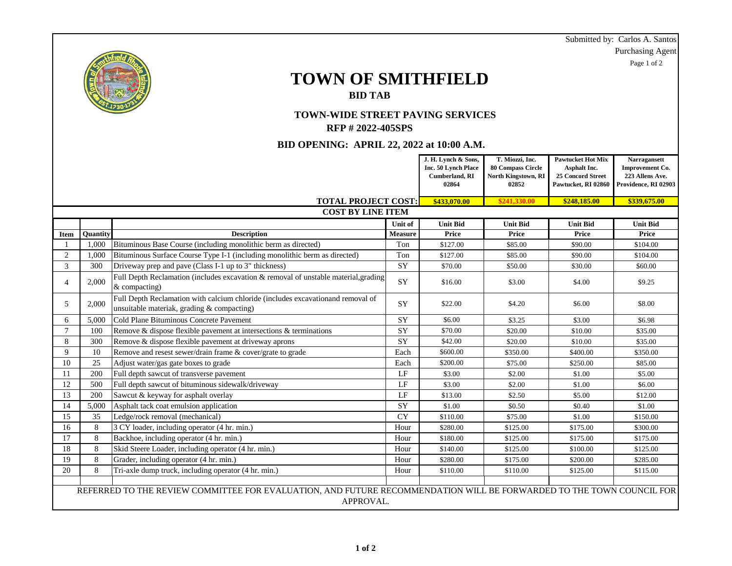Submitted by: Carlos A. Santos
Purchasing Agent
Page 1 of 2

# TOWN OF SMITHFIELD

## BID TAB

### TOWN-WIDE STREET PAVING SERVICES
### RFP # 2022-405SPS

### BID OPENING: APRIL 22, 2022 at 10:00 A.M.

| Item | Quantity | Description | Unit of Measure | J. H. Lynch & Sons, Inc. 50 Lynch Place Cumberland, RI 02864 | T. Miozzi, Inc. 80 Compass Circle North Kingstown, RI 02852 | Pawtucket Hot Mix Asphalt Inc. 25 Concord Street Pawtucket, RI 02860 | Narragansett Improvement Co. 223 Allens Ave. Providence, RI 02903 |
|---|---|---|---|---|---|---|---|
| | | **TOTAL PROJECT COST:** | | **$433,070.00** | **$241,330.00** | **$248,185.00** | **$339,675.00** |
| | | **COST BY LINE ITEM** | | | | | |
| | | | | **Unit Bid Price** | **Unit Bid Price** | **Unit Bid Price** | **Unit Bid Price** |
| 1 | 1,000 | Bituminous Base Course (including monolithic berm as directed) | Ton | $127.00 | $85.00 | $90.00 | $104.00 |
| 2 | 1,000 | Bituminous Surface Course Type I-1 (including monolithic berm as directed) | Ton | $127.00 | $85.00 | $90.00 | $104.00 |
| 3 | 300 | Driveway prep and pave (Class I-1 up to 3" thickness) | SY | $70.00 | $50.00 | $30.00 | $60.00 |
| 4 | 2,000 | Full Depth Reclamation (includes excavation & removal of unstable material,grading & compacting) | SY | $16.00 | $3.00 | $4.00 | $9.25 |
| 5 | 2,000 | Full Depth Reclamation with calcium chloride (includes excavationand removal of unsuitable materiak, grading & compacting) | SY | $22.00 | $4.20 | $6.00 | $8.00 |
| 6 | 5,000 | Cold Plane Bituminous Concrete Pavement | SY | $6.00 | $3.25 | $3.00 | $6.98 |
| 7 | 100 | Remove & dispose flexible pavement at intersections & terminations | SY | $70.00 | $20.00 | $10.00 | $35.00 |
| 8 | 300 | Remove & dispose flexible pavement at driveway aprons | SY | $42.00 | $20.00 | $10.00 | $35.00 |
| 9 | 10 | Remove and resest sewer/drain frame & cover/grate to grade | Each | $600.00 | $350.00 | $400.00 | $350.00 |
| 10 | 25 | Adjust water/gas gate boxes to grade | Each | $200.00 | $75.00 | $250.00 | $85.00 |
| 11 | 200 | Full depth sawcut of transverse pavement | LF | $3.00 | $2.00 | $1.00 | $5.00 |
| 12 | 500 | Full depth sawcut of bituminous sidewalk/driveway | LF | $3.00 | $2.00 | $1.00 | $6.00 |
| 13 | 200 | Sawcut & keyway for asphalt overlay | LF | $13.00 | $2.50 | $5.00 | $12.00 |
| 14 | 5,000 | Asphalt tack coat emulsion application | SY | $1.00 | $0.50 | $0.40 | $1.00 |
| 15 | 35 | Ledge/rock removal (mechanical) | CY | $110.00 | $75.00 | $1.00 | $150.00 |
| 16 | 8 | 3 CY loader, including operator (4 hr. min.) | Hour | $280.00 | $125.00 | $175.00 | $300.00 |
| 17 | 8 | Backhoe, including operator (4 hr. min.) | Hour | $180.00 | $125.00 | $175.00 | $175.00 |
| 18 | 8 | Skid Steere Loader, including operator (4 hr. min.) | Hour | $140.00 | $125.00 | $100.00 | $125.00 |
| 19 | 8 | Grader, including operator (4 hr. min.) | Hour | $280.00 | $175.00 | $200.00 | $285.00 |
| 20 | 8 | Tri-axle dump truck, including operator (4 hr. min.) | Hour | $110.00 | $110.00 | $125.00 | $115.00 |

REFERRED TO THE REVIEW COMMITTEE FOR EVALUATION, AND FUTURE RECOMMENDATION WILL BE FORWARDED TO THE TOWN COUNCIL FOR APPROVAL.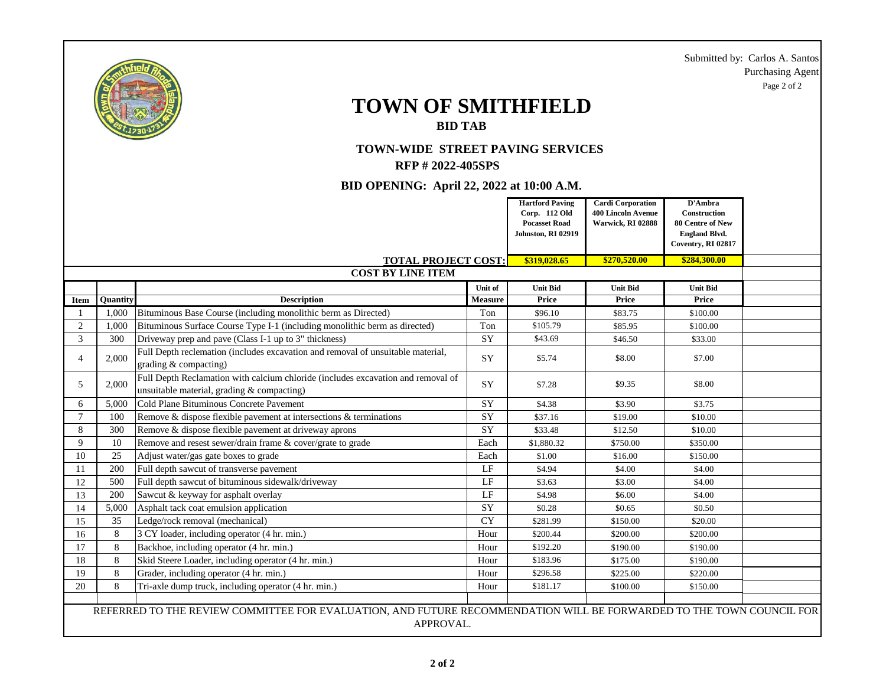Submitted by: Carlos A. Santos
Purchasing Agent

# TOWN OF SMITHFIELD

## BID TAB

## TOWN-WIDE STREET PAVING SERVICES

**RFP # 2022-405SPS**

**BID OPENING: April 22, 2022 at 10:00 A.M.**

| | | | | Hartford Paving Corp. 112 Old Pocasset Road Johnston, RI 02919 | Cardi Corporation 400 Lincoln Avenue Warwick, RI 02888 | D'Ambra Construction 80 Centre of New England Blvd. Coventry, RI 02817 | |
|---|---|---|---|---|---|---|---|
| | | **TOTAL PROJECT COST:** | | **$319,028.65** | **$270,520.00** | **$284,300.00** | |
| | | **COST BY LINE ITEM** | | | | | |
| **Item** | **Quantity** | **Description** | **Unit of Measure** | **Unit Bid Price** | **Unit Bid Price** | **Unit Bid Price** | |
| 1 | 1,000 | Bituminous Base Course (including monolithic berm as Directed) | Ton | $96.10 | $83.75 | $100.00 | |
| 2 | 1,000 | Bituminous Surface Course Type I-1 (including monolithic berm as directed) | Ton | $105.79 | $85.95 | $100.00 | |
| 3 | 300 | Driveway prep and pave (Class I-1 up to 3" thickness) | SY | $43.69 | $46.50 | $33.00 | |
| 4 | 2,000 | Full Depth reclemation (includes excavation and removal of unsuitable material, grading & compacting) | SY | $5.74 | $8.00 | $7.00 | |
| 5 | 2,000 | Full Depth Reclamation with calcium chloride (includes excavation and removal of unsuitable material, grading & compacting) | SY | $7.28 | $9.35 | $8.00 | |
| 6 | 5,000 | Cold Plane Bituminous Concrete Pavement | SY | $4.38 | $3.90 | $3.75 | |
| 7 | 100 | Remove & dispose flexible pavement at intersections & terminations | SY | $37.16 | $19.00 | $10.00 | |
| 8 | 300 | Remove & dispose flexible pavement at driveway aprons | SY | $33.48 | $12.50 | $10.00 | |
| 9 | 10 | Remove and resest sewer/drain frame & cover/grate to grade | Each | $1,880.32 | $750.00 | $350.00 | |
| 10 | 25 | Adjust water/gas gate boxes to grade | Each | $1.00 | $16.00 | $150.00 | |
| 11 | 200 | Full depth sawcut of transverse pavement | LF | $4.94 | $4.00 | $4.00 | |
| 12 | 500 | Full depth sawcut of bituminous sidewalk/driveway | LF | $3.63 | $3.00 | $4.00 | |
| 13 | 200 | Sawcut & keyway for asphalt overlay | LF | $4.98 | $6.00 | $4.00 | |
| 14 | 5,000 | Asphalt tack coat emulsion application | SY | $0.28 | $0.65 | $0.50 | |
| 15 | 35 | Ledge/rock removal (mechanical) | CY | $281.99 | $150.00 | $20.00 | |
| 16 | 8 | 3 CY loader, including operator (4 hr. min.) | Hour | $200.44 | $200.00 | $200.00 | |
| 17 | 8 | Backhoe, including operator (4 hr. min.) | Hour | $192.20 | $190.00 | $190.00 | |
| 18 | 8 | Skid Steere Loader, including operator (4 hr. min.) | Hour | $183.96 | $175.00 | $190.00 | |
| 19 | 8 | Grader, including operator (4 hr. min.) | Hour | $296.58 | $225.00 | $220.00 | |
| 20 | 8 | Tri-axle dump truck, including operator (4 hr. min.) | Hour | $181.17 | $100.00 | $150.00 | |

REFERRED TO THE REVIEW COMMITTEE FOR EVALUATION, AND FUTURE RECOMMENDATION WILL BE FORWARDED TO THE TOWN COUNCIL FOR APPROVAL.